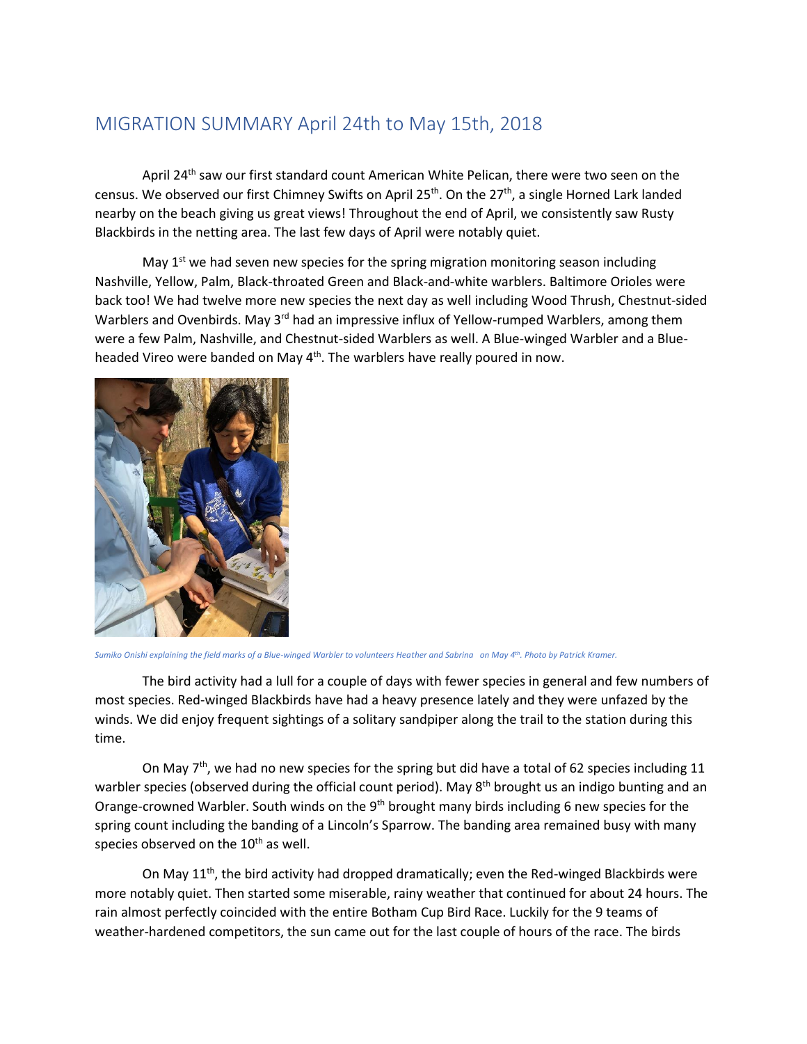# MIGRATION SUMMARY April 24th to May 15th, 2018

April 24th saw our first standard count American White Pelican, there were two seen on the census. We observed our first Chimney Swifts on April 25th. On the 27th, a single Horned Lark landed nearby on the beach giving us great views! Throughout the end of April, we consistently saw Rusty Blackbirds in the netting area. The last few days of April were notably quiet.

May 1st we had seven new species for the spring migration monitoring season including Nashville, Yellow, Palm, Black-throated Green and Black-and-white warblers. Baltimore Orioles were back too! We had twelve more new species the next day as well including Wood Thrush, Chestnut-sided Warblers and Ovenbirds. May 3rd had an impressive influx of Yellow-rumped Warblers, among them were a few Palm, Nashville, and Chestnut-sided Warblers as well. A Blue-winged Warbler and a Blue-headed Vireo were banded on May 4th. The warblers have really poured in now.

*Sumiko Onishi explaining the field marks of a Blue-winged Warbler to volunteers Heather and Sabrina on May 4th. Photo by Patrick Kramer.*

The bird activity had a lull for a couple of days with fewer species in general and few numbers of most species. Red-winged Blackbirds have had a heavy presence lately and they were unfazed by the winds. We did enjoy frequent sightings of a solitary sandpiper along the trail to the station during this time.

On May 7th, we had no new species for the spring but did have a total of 62 species including 11 warbler species (observed during the official count period). May 8th brought us an indigo bunting and an Orange-crowned Warbler. South winds on the 9th brought many birds including 6 new species for the spring count including the banding of a Lincoln's Sparrow. The banding area remained busy with many species observed on the 10th as well.

On May 11th, the bird activity had dropped dramatically; even the Red-winged Blackbirds were more notably quiet. Then started some miserable, rainy weather that continued for about 24 hours. The rain almost perfectly coincided with the entire Botham Cup Bird Race. Luckily for the 9 teams of weather-hardened competitors, the sun came out for the last couple of hours of the race. The birds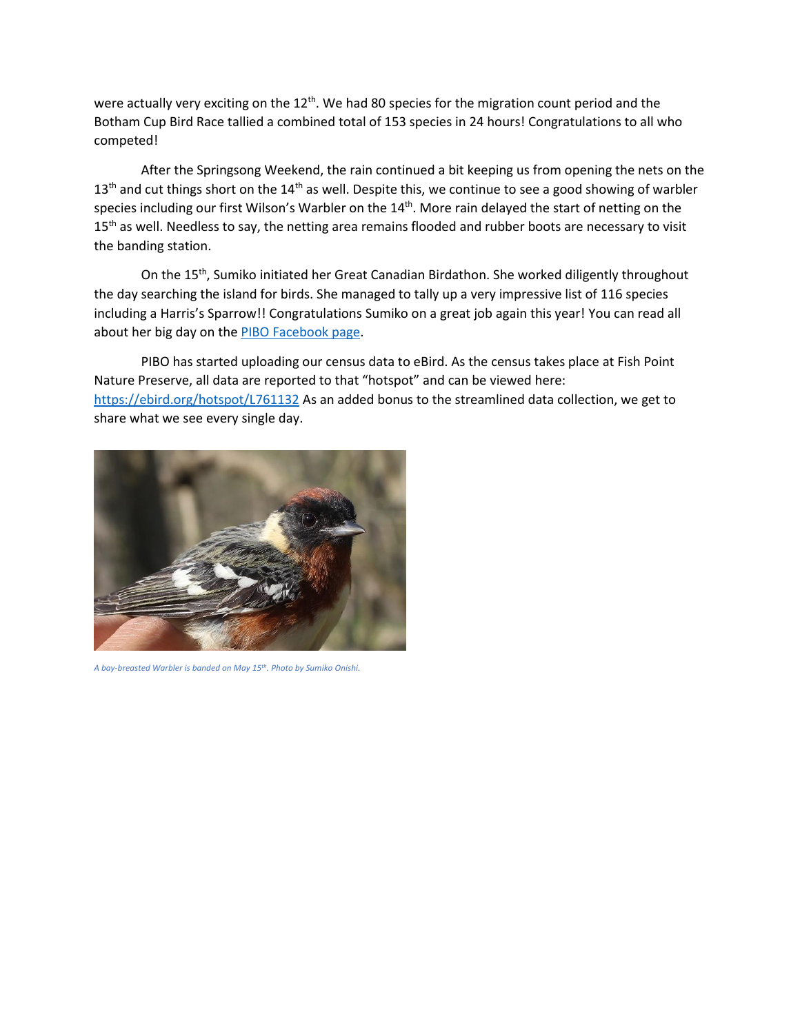were actually very exciting on the 12th. We had 80 species for the migration count period and the Botham Cup Bird Race tallied a combined total of 153 species in 24 hours! Congratulations to all who competed!

After the Springsong Weekend, the rain continued a bit keeping us from opening the nets on the 13th and cut things short on the 14th as well. Despite this, we continue to see a good showing of warbler species including our first Wilson's Warbler on the 14th. More rain delayed the start of netting on the 15th as well. Needless to say, the netting area remains flooded and rubber boots are necessary to visit the banding station.

On the 15th, Sumiko initiated her Great Canadian Birdathon. She worked diligently throughout the day searching the island for birds. She managed to tally up a very impressive list of 116 species including a Harris's Sparrow!! Congratulations Sumiko on a great job again this year! You can read all about her big day on the [PIBO Facebook page](PIBO Facebook page).

PIBO has started uploading our census data to eBird. As the census takes place at Fish Point Nature Preserve, all data are reported to that "hotspot" and can be viewed here: https://ebird.org/hotspot/L761132 As an added bonus to the streamlined data collection, we get to share what we see every single day.

*A bay-breasted Warbler is banded on May 15th. Photo by Sumiko Onishi.*